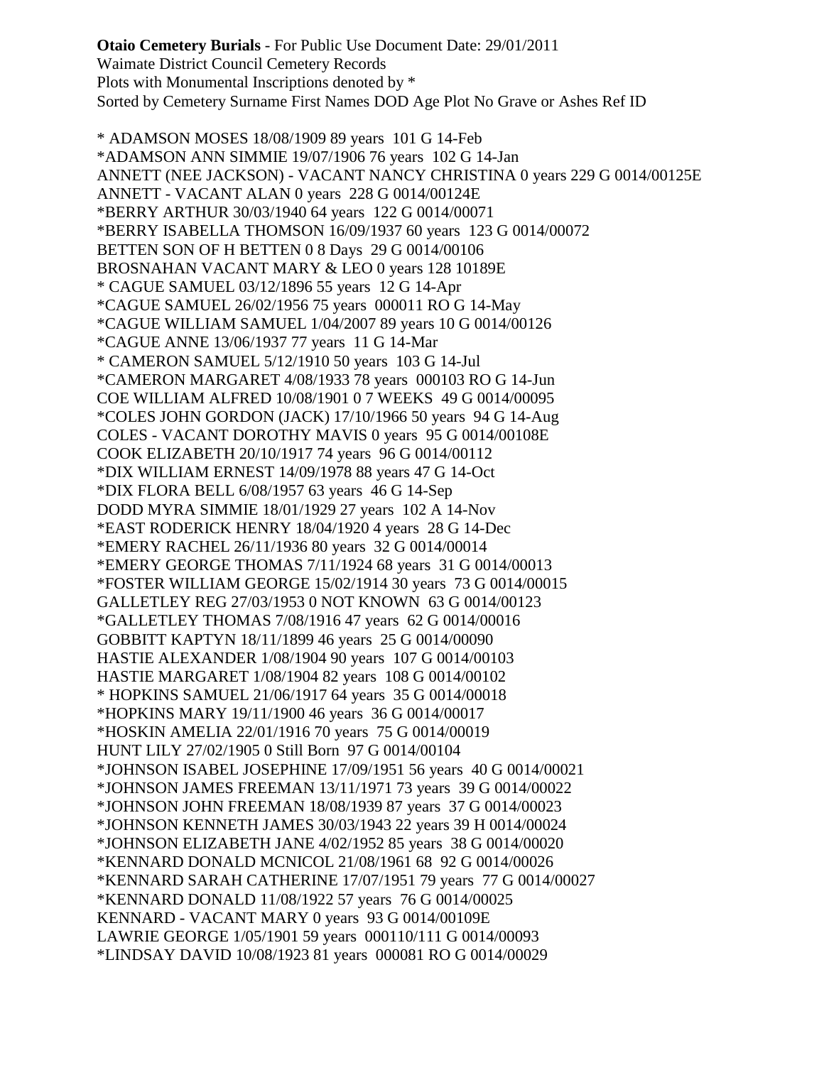**Otaio Cemetery Burials** - For Public Use Document Date: 29/01/2011
Waimate District Council Cemetery Records
Plots with Monumental Inscriptions denoted by *
Sorted by Cemetery Surname First Names DOD Age Plot No Grave or Ashes Ref ID

\* ADAMSON MOSES 18/08/1909 89 years 101 G 14-Feb
*ADAMSON ANN SIMMIE 19/07/1906 76 years 102 G 14-Jan
ANNETT (NEE JACKSON) - VACANT NANCY CHRISTINA 0 years 229 G 0014/00125E
ANNETT - VACANT ALAN 0 years 228 G 0014/00124E
*BERRY ARTHUR 30/03/1940 64 years 122 G 0014/00071
*BERRY ISABELLA THOMSON 16/09/1937 60 years 123 G 0014/00072
BETTEN SON OF H BETTEN 0 8 Days 29 G 0014/00106
BROSNAHAN VACANT MARY & LEO 0 years 128 10189E
\* CAGUE SAMUEL 03/12/1896 55 years 12 G 14-Apr
*CAGUE SAMUEL 26/02/1956 75 years 000011 RO G 14-May
*CAGUE WILLIAM SAMUEL 1/04/2007 89 years 10 G 0014/00126
*CAGUE ANNE 13/06/1937 77 years 11 G 14-Mar
\* CAMERON SAMUEL 5/12/1910 50 years 103 G 14-Jul
*CAMERON MARGARET 4/08/1933 78 years 000103 RO G 14-Jun
COE WILLIAM ALFRED 10/08/1901 0 7 WEEKS 49 G 0014/00095
*COLES JOHN GORDON (JACK) 17/10/1966 50 years 94 G 14-Aug
COLES - VACANT DOROTHY MAVIS 0 years 95 G 0014/00108E
COOK ELIZABETH 20/10/1917 74 years 96 G 0014/00112
*DIX WILLIAM ERNEST 14/09/1978 88 years 47 G 14-Oct
*DIX FLORA BELL 6/08/1957 63 years 46 G 14-Sep
DODD MYRA SIMMIE 18/01/1929 27 years 102 A 14-Nov
*EAST RODERICK HENRY 18/04/1920 4 years 28 G 14-Dec
*EMERY RACHEL 26/11/1936 80 years 32 G 0014/00014
*EMERY GEORGE THOMAS 7/11/1924 68 years 31 G 0014/00013
*FOSTER WILLIAM GEORGE 15/02/1914 30 years 73 G 0014/00015
GALLETLEY REG 27/03/1953 0 NOT KNOWN 63 G 0014/00123
*GALLETLEY THOMAS 7/08/1916 47 years 62 G 0014/00016
GOBBITT KAPTYN 18/11/1899 46 years 25 G 0014/00090
HASTIE ALEXANDER 1/08/1904 90 years 107 G 0014/00103
HASTIE MARGARET 1/08/1904 82 years 108 G 0014/00102
\* HOPKINS SAMUEL 21/06/1917 64 years 35 G 0014/00018
*HOPKINS MARY 19/11/1900 46 years 36 G 0014/00017
*HOSKIN AMELIA 22/01/1916 70 years 75 G 0014/00019
HUNT LILY 27/02/1905 0 Still Born 97 G 0014/00104
*JOHNSON ISABEL JOSEPHINE 17/09/1951 56 years 40 G 0014/00021
*JOHNSON JAMES FREEMAN 13/11/1971 73 years 39 G 0014/00022
*JOHNSON JOHN FREEMAN 18/08/1939 87 years 37 G 0014/00023
*JOHNSON KENNETH JAMES 30/03/1943 22 years 39 H 0014/00024
*JOHNSON ELIZABETH JANE 4/02/1952 85 years 38 G 0014/00020
*KENNARD DONALD MCNICOL 21/08/1961 68 92 G 0014/00026
*KENNARD SARAH CATHERINE 17/07/1951 79 years 77 G 0014/00027
*KENNARD DONALD 11/08/1922 57 years 76 G 0014/00025
KENNARD - VACANT MARY 0 years 93 G 0014/00109E
LAWRIE GEORGE 1/05/1901 59 years 000110/111 G 0014/00093
*LINDSAY DAVID 10/08/1923 81 years 000081 RO G 0014/00029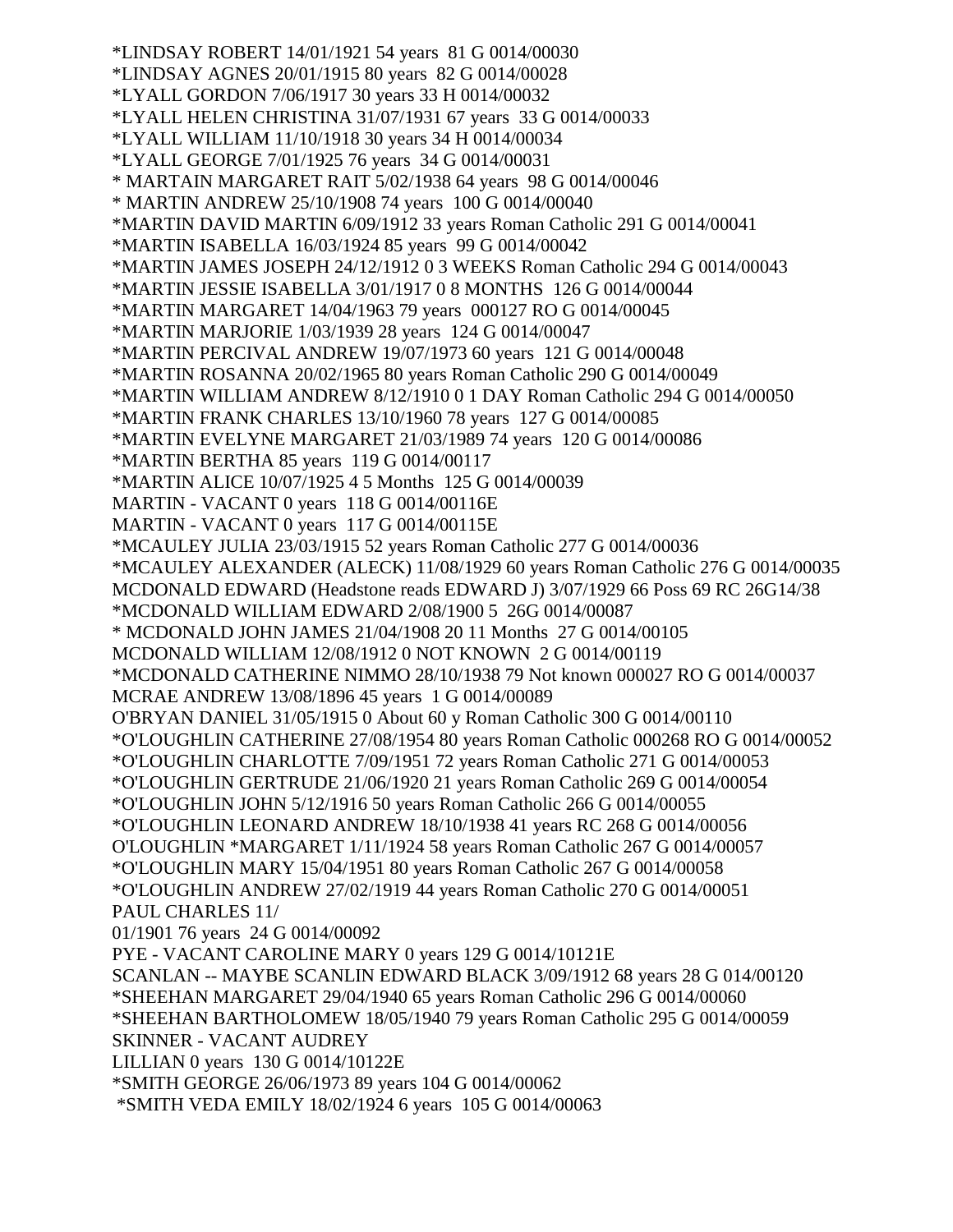*LINDSAY ROBERT 14/01/1921 54 years 81 G 0014/00030
*LINDSAY AGNES 20/01/1915 80 years 82 G 0014/00028
*LYALL GORDON 7/06/1917 30 years 33 H 0014/00032
*LYALL HELEN CHRISTINA 31/07/1931 67 years 33 G 0014/00033
*LYALL WILLIAM 11/10/1918 30 years 34 H 0014/00034
*LYALL GEORGE 7/01/1925 76 years 34 G 0014/00031
* MARTAIN MARGARET RAIT 5/02/1938 64 years 98 G 0014/00046
* MARTIN ANDREW 25/10/1908 74 years 100 G 0014/00040
*MARTIN DAVID MARTIN 6/09/1912 33 years Roman Catholic 291 G 0014/00041
*MARTIN ISABELLA 16/03/1924 85 years 99 G 0014/00042
*MARTIN JAMES JOSEPH 24/12/1912 0 3 WEEKS Roman Catholic 294 G 0014/00043
*MARTIN JESSIE ISABELLA 3/01/1917 0 8 MONTHS 126 G 0014/00044
*MARTIN MARGARET 14/04/1963 79 years 000127 RO G 0014/00045
*MARTIN MARJORIE 1/03/1939 28 years 124 G 0014/00047
*MARTIN PERCIVAL ANDREW 19/07/1973 60 years 121 G 0014/00048
*MARTIN ROSANNA 20/02/1965 80 years Roman Catholic 290 G 0014/00049
*MARTIN WILLIAM ANDREW 8/12/1910 0 1 DAY Roman Catholic 294 G 0014/00050
*MARTIN FRANK CHARLES 13/10/1960 78 years 127 G 0014/00085
*MARTIN EVELYNE MARGARET 21/03/1989 74 years 120 G 0014/00086
*MARTIN BERTHA 85 years 119 G 0014/00117
*MARTIN ALICE 10/07/1925 4 5 Months 125 G 0014/00039
MARTIN - VACANT 0 years 118 G 0014/00116E
MARTIN - VACANT 0 years 117 G 0014/00115E
*MCAULEY JULIA 23/03/1915 52 years Roman Catholic 277 G 0014/00036
*MCAULEY ALEXANDER (ALECK) 11/08/1929 60 years Roman Catholic 276 G 0014/00035
MCDONALD EDWARD (Headstone reads EDWARD J) 3/07/1929 66 Poss 69 RC 26G14/38
*MCDONALD WILLIAM EDWARD 2/08/1900 5 26G 0014/00087
* MCDONALD JOHN JAMES 21/04/1908 20 11 Months 27 G 0014/00105
MCDONALD WILLIAM 12/08/1912 0 NOT KNOWN 2 G 0014/00119
*MCDONALD CATHERINE NIMMO 28/10/1938 79 Not known 000027 RO G 0014/00037
MCRAE ANDREW 13/08/1896 45 years 1 G 0014/00089
O'BRYAN DANIEL 31/05/1915 0 About 60 y Roman Catholic 300 G 0014/00110
*O'LOUGHLIN CATHERINE 27/08/1954 80 years Roman Catholic 000268 RO G 0014/00052
*O'LOUGHLIN CHARLOTTE 7/09/1951 72 years Roman Catholic 271 G 0014/00053
*O'LOUGHLIN GERTRUDE 21/06/1920 21 years Roman Catholic 269 G 0014/00054
*O'LOUGHLIN JOHN 5/12/1916 50 years Roman Catholic 266 G 0014/00055
*O'LOUGHLIN LEONARD ANDREW 18/10/1938 41 years RC 268 G 0014/00056
O'LOUGHLIN *MARGARET 1/11/1924 58 years Roman Catholic 267 G 0014/00057
*O'LOUGHLIN MARY 15/04/1951 80 years Roman Catholic 267 G 0014/00058
*O'LOUGHLIN ANDREW 27/02/1919 44 years Roman Catholic 270 G 0014/00051
PAUL CHARLES 11/
01/1901 76 years 24 G 0014/00092
PYE - VACANT CAROLINE MARY 0 years 129 G 0014/10121E
SCANLAN -- MAYBE SCANLIN EDWARD BLACK 3/09/1912 68 years 28 G 014/00120
*SHEEHAN MARGARET 29/04/1940 65 years Roman Catholic 296 G 0014/00060
*SHEEHAN BARTHOLOMEW 18/05/1940 79 years Roman Catholic 295 G 0014/00059
SKINNER - VACANT AUDREY
LILLIAN 0 years 130 G 0014/10122E
*SMITH GEORGE 26/06/1973 89 years 104 G 0014/00062
*SMITH VEDA EMILY 18/02/1924 6 years 105 G 0014/00063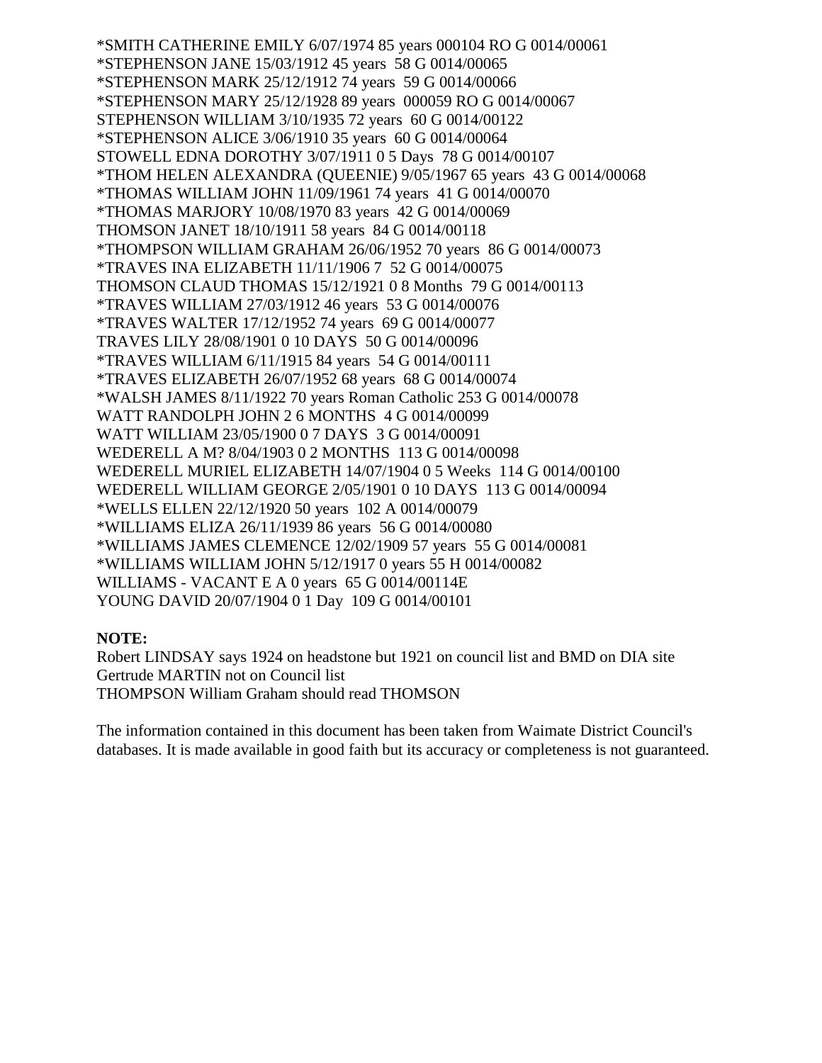*SMITH CATHERINE EMILY 6/07/1974 85 years 000104 RO G 0014/00061
*STEPHENSON JANE 15/03/1912 45 years 58 G 0014/00065
*STEPHENSON MARK 25/12/1912 74 years 59 G 0014/00066
*STEPHENSON MARY 25/12/1928 89 years 000059 RO G 0014/00067
STEPHENSON WILLIAM 3/10/1935 72 years 60 G 0014/00122
*STEPHENSON ALICE 3/06/1910 35 years 60 G 0014/00064
STOWELL EDNA DOROTHY 3/07/1911 0 5 Days 78 G 0014/00107
*THOM HELEN ALEXANDRA (QUEENIE) 9/05/1967 65 years 43 G 0014/00068
*THOMAS WILLIAM JOHN 11/09/1961 74 years 41 G 0014/00070
*THOMAS MARJORY 10/08/1970 83 years 42 G 0014/00069
THOMSON JANET 18/10/1911 58 years 84 G 0014/00118
*THOMPSON WILLIAM GRAHAM 26/06/1952 70 years 86 G 0014/00073
*TRAVES INA ELIZABETH 11/11/1906 7 52 G 0014/00075
THOMSON CLAUD THOMAS 15/12/1921 0 8 Months 79 G 0014/00113
*TRAVES WILLIAM 27/03/1912 46 years 53 G 0014/00076
*TRAVES WALTER 17/12/1952 74 years 69 G 0014/00077
TRAVES LILY 28/08/1901 0 10 DAYS 50 G 0014/00096
*TRAVES WILLIAM 6/11/1915 84 years 54 G 0014/00111
*TRAVES ELIZABETH 26/07/1952 68 years 68 G 0014/00074
*WALSH JAMES 8/11/1922 70 years Roman Catholic 253 G 0014/00078
WATT RANDOLPH JOHN 2 6 MONTHS 4 G 0014/00099
WATT WILLIAM 23/05/1900 0 7 DAYS 3 G 0014/00091
WEDERELL A M? 8/04/1903 0 2 MONTHS 113 G 0014/00098
WEDERELL MURIEL ELIZABETH 14/07/1904 0 5 Weeks 114 G 0014/00100
WEDERELL WILLIAM GEORGE 2/05/1901 0 10 DAYS 113 G 0014/00094
*WELLS ELLEN 22/12/1920 50 years 102 A 0014/00079
*WILLIAMS ELIZA 26/11/1939 86 years 56 G 0014/00080
*WILLIAMS JAMES CLEMENCE 12/02/1909 57 years 55 G 0014/00081
*WILLIAMS WILLIAM JOHN 5/12/1917 0 years 55 H 0014/00082
WILLIAMS - VACANT E A 0 years 65 G 0014/00114E
YOUNG DAVID 20/07/1904 0 1 Day 109 G 0014/00101

**NOTE:**
Robert LINDSAY says 1924 on headstone but 1921 on council list and BMD on DIA site
Gertrude MARTIN not on Council list
THOMPSON William Graham should read THOMSON

The information contained in this document has been taken from Waimate District Council's databases. It is made available in good faith but its accuracy or completeness is not guaranteed.